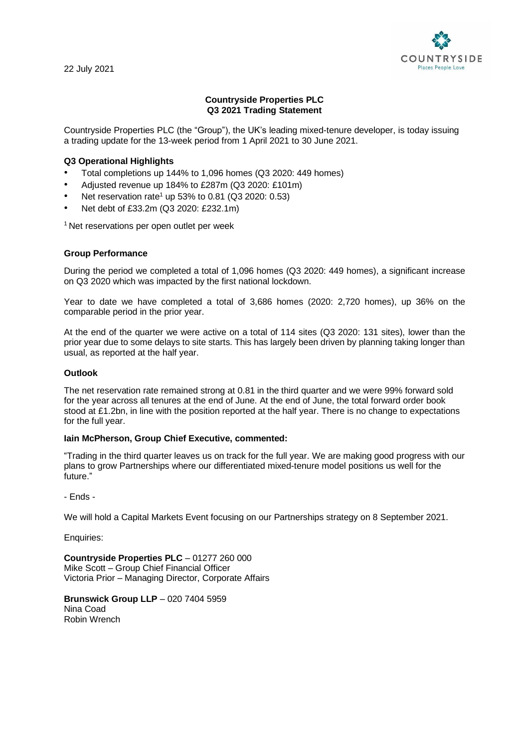22 July 2021

COUNTRYSIDE
Places People Love

**Countryside Properties PLC**
**Q3 2021 Trading Statement**

Countryside Properties PLC (the "Group"), the UK's leading mixed-tenure developer, is today issuing a trading update for the 13-week period from 1 April 2021 to 30 June 2021.

**Q3 Operational Highlights**

- Total completions up 144% to 1,096 homes (Q3 2020: 449 homes)
- Adjusted revenue up 184% to £287m (Q3 2020: £101m)
- Net reservation rate[1] up 53% to 0.81 (Q3 2020: 0.53)
- Net debt of £33.2m (Q3 2020: £232.1m)

[1] Net reservations per open outlet per week

**Group Performance**

During the period we completed a total of 1,096 homes (Q3 2020: 449 homes), a significant increase on Q3 2020 which was impacted by the first national lockdown.

Year to date we have completed a total of 3,686 homes (2020: 2,720 homes), up 36% on the comparable period in the prior year.

At the end of the quarter we were active on a total of 114 sites (Q3 2020: 131 sites), lower than the prior year due to some delays to site starts. This has largely been driven by planning taking longer than usual, as reported at the half year.

**Outlook**

The net reservation rate remained strong at 0.81 in the third quarter and we were 99% forward sold for the year across all tenures at the end of June. At the end of June, the total forward order book stood at £1.2bn, in line with the position reported at the half year. There is no change to expectations for the full year.

**Iain McPherson, Group Chief Executive, commented:**

"Trading in the third quarter leaves us on track for the full year. We are making good progress with our plans to grow Partnerships where our differentiated mixed-tenure model positions us well for the future."

- Ends -

We will hold a Capital Markets Event focusing on our Partnerships strategy on 8 September 2021.

Enquiries:

**Countryside Properties PLC** – 01277 260 000
Mike Scott – Group Chief Financial Officer
Victoria Prior – Managing Director, Corporate Affairs

**Brunswick Group LLP** – 020 7404 5959
Nina Coad
Robin Wrench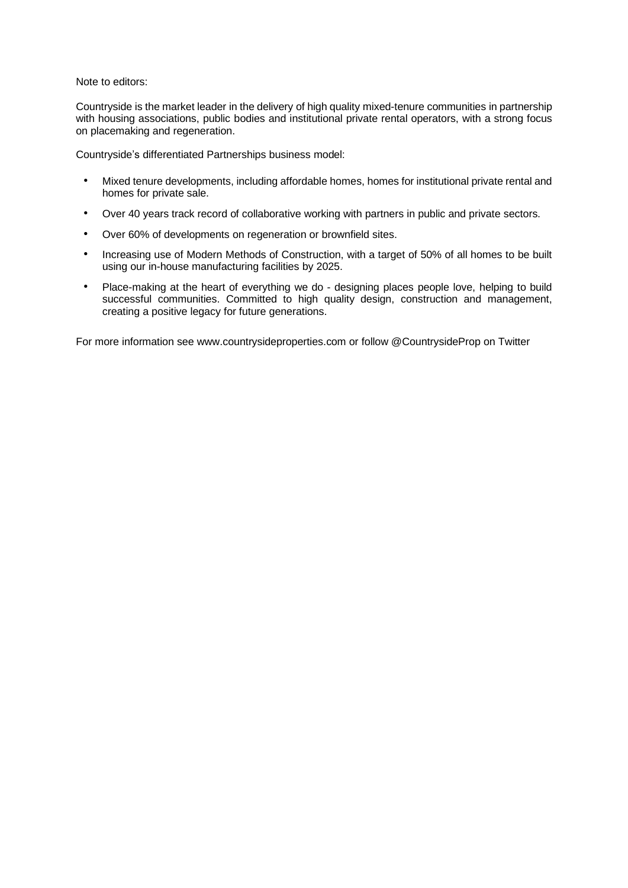Note to editors:

Countryside is the market leader in the delivery of high quality mixed-tenure communities in partnership with housing associations, public bodies and institutional private rental operators, with a strong focus on placemaking and regeneration.

Countryside's differentiated Partnerships business model:

- Mixed tenure developments, including affordable homes, homes for institutional private rental and homes for private sale.
- Over 40 years track record of collaborative working with partners in public and private sectors.
- Over 60% of developments on regeneration or brownfield sites.
- Increasing use of Modern Methods of Construction, with a target of 50% of all homes to be built using our in-house manufacturing facilities by 2025.
- Place-making at the heart of everything we do - designing places people love, helping to build successful communities. Committed to high quality design, construction and management, creating a positive legacy for future generations.

For more information see www.countrysideproperties.com or follow @CountrysideProp on Twitter